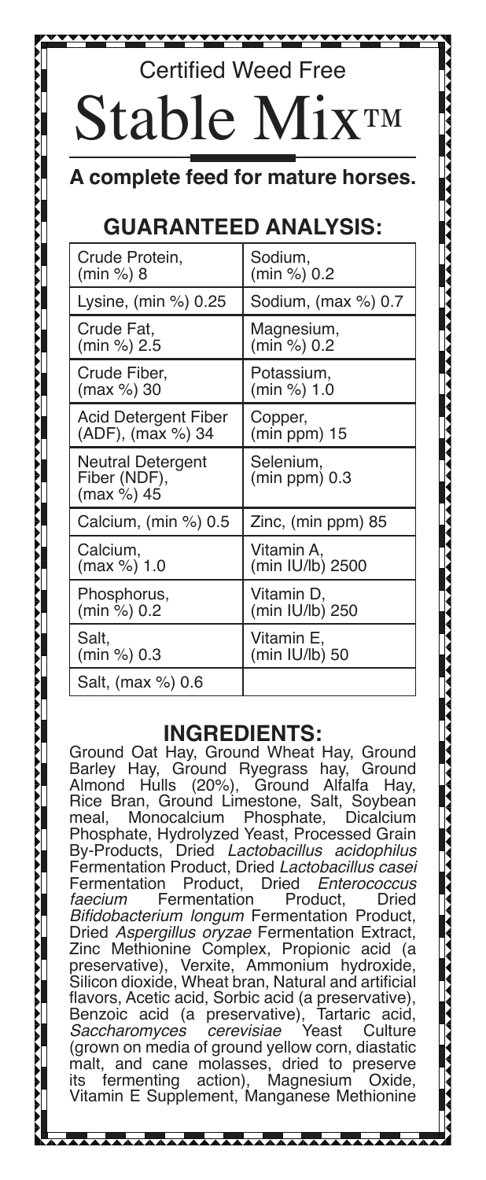Certified Weed Free

# Stable Mix™

**A complete feed for mature horses.**

## GUARANTEED ANALYSIS:

| | |
|---|---|
| Crude Protein, (min %) 8 | Sodium, (min %) 0.2 |
| Lysine, (min %) 0.25 | Sodium, (max %) 0.7 |
| Crude Fat, (min %) 2.5 | Magnesium, (min %) 0.2 |
| Crude Fiber, (max %) 30 | Potassium, (min %) 1.0 |
| Acid Detergent Fiber (ADF), (max %) 34 | Copper, (min ppm) 15 |
| Neutral Detergent Fiber (NDF), (max %) 45 | Selenium, (min ppm) 0.3 |
| Calcium, (min %) 0.5 | Zinc, (min ppm) 85 |
| Calcium, (max %) 1.0 | Vitamin A, (min IU/lb) 2500 |
| Phosphorus, (min %) 0.2 | Vitamin D, (min IU/lb) 250 |
| Salt, (min %) 0.3 | Vitamin E, (min IU/lb) 50 |
| Salt, (max %) 0.6 | |

## INGREDIENTS:

Ground Oat Hay, Ground Wheat Hay, Ground Barley Hay, Ground Ryegrass hay, Ground Almond Hulls (20%), Ground Alfalfa Hay, Rice Bran, Ground Limestone, Salt, Soybean meal, Monocalcium Phosphate, Dicalcium Phosphate, Hydrolyzed Yeast, Processed Grain By-Products, Dried *Lactobacillus acidophilus* Fermentation Product, Dried *Lactobacillus casei* Fermentation Product, Dried *Enterococcus faecium* Fermentation Product, Dried *Bifidobacterium longum* Fermentation Product, Dried *Aspergillus oryzae* Fermentation Extract, Zinc Methionine Complex, Propionic acid (a preservative), Verxite, Ammonium hydroxide, Silicon dioxide, Wheat bran, Natural and artificial flavors, Acetic acid, Sorbic acid (a preservative), Benzoic acid (a preservative), Tartaric acid, *Saccharomyces cerevisiae* Yeast Culture (grown on media of ground yellow corn, diastatic malt, and cane molasses, dried to preserve its fermenting action), Magnesium Oxide, Vitamin E Supplement, Manganese Methionine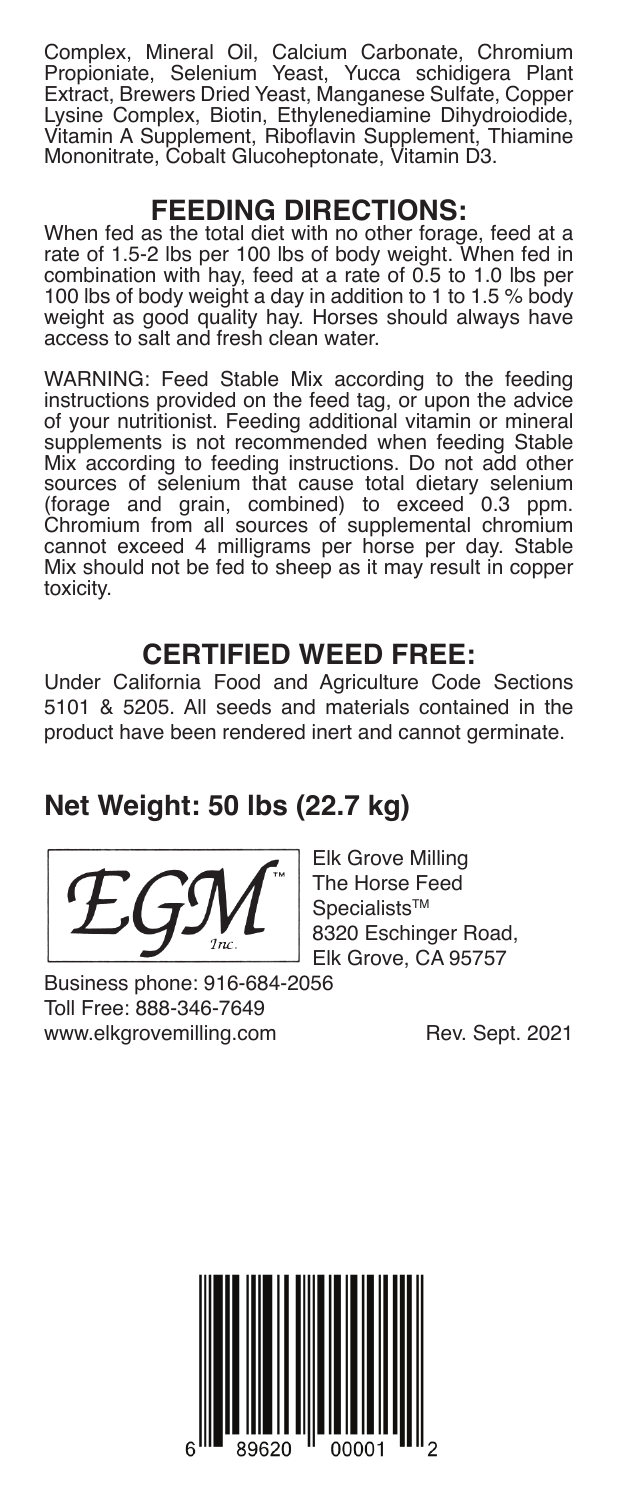Complex, Mineral Oil, Calcium Carbonate, Chromium Propionate, Selenium Yeast, Yucca schidigera Plant Extract, Brewers Dried Yeast, Manganese Sulfate, Copper Lysine Complex, Biotin, Ethylenediamine Dihydroiodide, Vitamin A Supplement, Riboflavin Supplement, Thiamine Mononitrate, Cobalt Glucoheptonate, Vitamin D3.

## FEEDING DIRECTIONS:

When fed as the total diet with no other forage, feed at a rate of 1.5-2 lbs per 100 lbs of body weight. When fed in combination with hay, feed at a rate of 0.5 to 1.0 lbs per 100 lbs of body weight a day in addition to 1 to 1.5 % body weight as good quality hay. Horses should always have access to salt and fresh clean water.

WARNING: Feed Stable Mix according to the feeding instructions provided on the feed tag, or upon the advice of your nutritionist. Feeding additional vitamin or mineral supplements is not recommended when feeding Stable Mix according to feeding instructions. Do not add other sources of selenium that cause total dietary selenium (forage and grain, combined) to exceed 0.3 ppm. Chromium from all sources of supplemental chromium cannot exceed 4 milligrams per horse per day. Stable Mix should not be fed to sheep as it may result in copper toxicity.

## CERTIFIED WEED FREE:

Under California Food and Agriculture Code Sections 5101 & 5205. All seeds and materials contained in the product have been rendered inert and cannot germinate.

## Net Weight: 50 lbs (22.7 kg)

EGM Inc.™

Elk Grove Milling
The Horse Feed Specialists™
8320 Eschinger Road,
Elk Grove, CA 95757

Business phone: 916-684-2056
Toll Free: 888-346-7649
www.elkgrovemilling.com

Rev. Sept. 2021

6 89620 00001 2